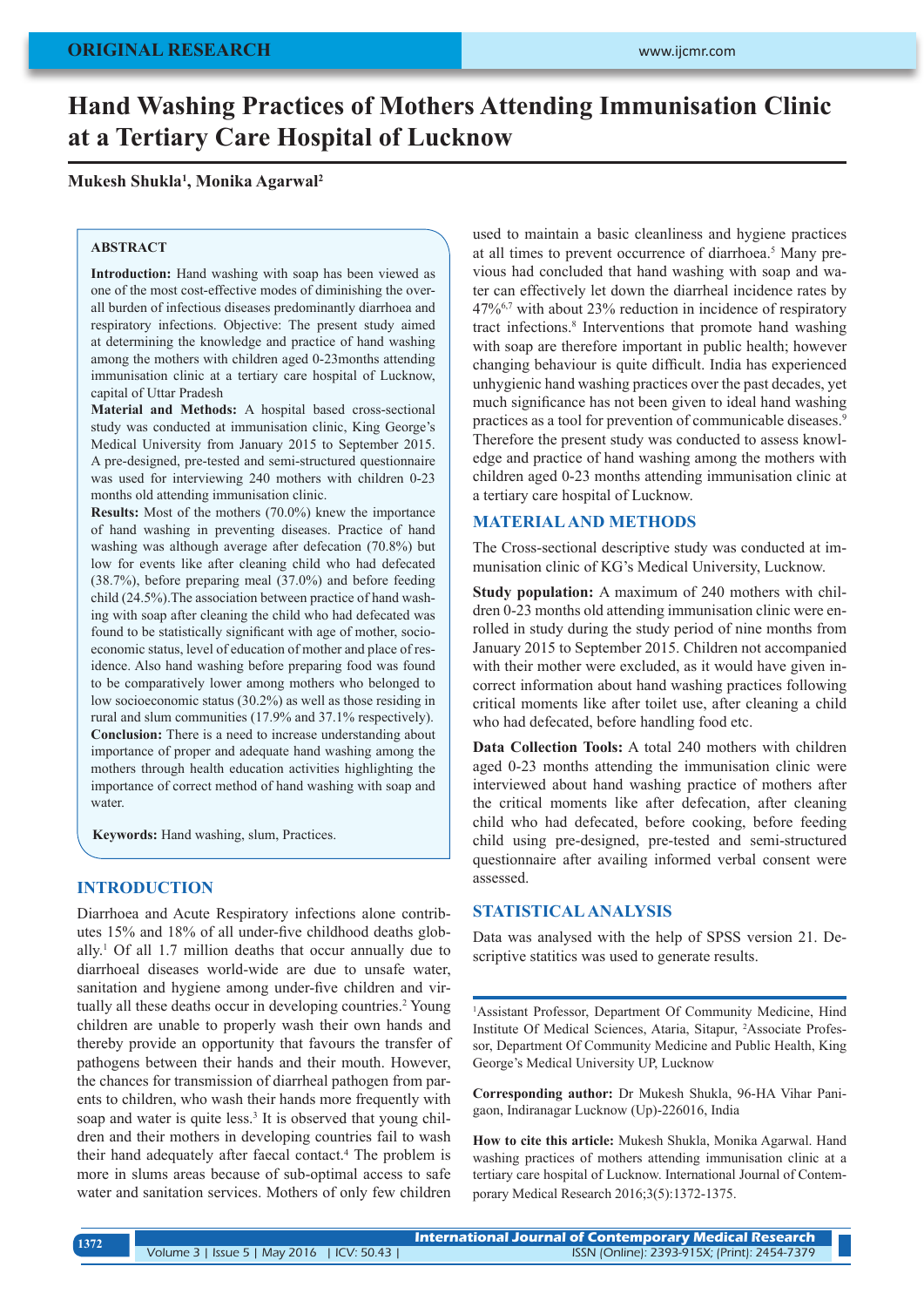ORIGINAL RESEARCH

# Hand Washing Practices of Mothers Attending Immunisation Clinic at a Tertiary Care Hospital of Lucknow

**Mukesh Shukla[1], Monika Agarwal[2]**

## ABSTRACT

**Introduction:** Hand washing with soap has been viewed as one of the most cost-effective modes of diminishing the overall burden of infectious diseases predominantly diarrhoea and respiratory infections. Objective: The present study aimed at determining the knowledge and practice of hand washing among the mothers with children aged 0-23months attending immunisation clinic at a tertiary care hospital of Lucknow, capital of Uttar Pradesh

**Material and Methods:** A hospital based cross-sectional study was conducted at immunisation clinic, King George's Medical University from January 2015 to September 2015. A pre-designed, pre-tested and semi-structured questionnaire was used for interviewing 240 mothers with children 0-23 months old attending immunisation clinic.

**Results:** Most of the mothers (70.0%) knew the importance of hand washing in preventing diseases. Practice of hand washing was although average after defecation (70.8%) but low for events like after cleaning child who had defecated (38.7%), before preparing meal (37.0%) and before feeding child (24.5%).The association between practice of hand washing with soap after cleaning the child who had defecated was found to be statistically significant with age of mother, socioeconomic status, level of education of mother and place of residence. Also hand washing before preparing food was found to be comparatively lower among mothers who belonged to low socioeconomic status (30.2%) as well as those residing in rural and slum communities (17.9% and 37.1% respectively).

**Conclusion:** There is a need to increase understanding about importance of proper and adequate hand washing among the mothers through health education activities highlighting the importance of correct method of hand washing with soap and water.

**Keywords:** Hand washing, slum, Practices.

## INTRODUCTION

Diarrhoea and Acute Respiratory infections alone contributes 15% and 18% of all under-five childhood deaths globally.[1] Of all 1.7 million deaths that occur annually due to diarrhoeal diseases world-wide are due to unsafe water, sanitation and hygiene among under-five children and virtually all these deaths occur in developing countries.[2] Young children are unable to properly wash their own hands and thereby provide an opportunity that favours the transfer of pathogens between their hands and their mouth. However, the chances for transmission of diarrheal pathogen from parents to children, who wash their hands more frequently with soap and water is quite less.[3] It is observed that young children and their mothers in developing countries fail to wash their hand adequately after faecal contact.[4] The problem is more in slums areas because of sub-optimal access to safe water and sanitation services. Mothers of only few children used to maintain a basic cleanliness and hygiene practices at all times to prevent occurrence of diarrhoea.[5] Many previous had concluded that hand washing with soap and water can effectively let down the diarrheal incidence rates by 47%[6,7] with about 23% reduction in incidence of respiratory tract infections.[8] Interventions that promote hand washing with soap are therefore important in public health; however changing behaviour is quite difficult. India has experienced unhygienic hand washing practices over the past decades, yet much significance has not been given to ideal hand washing practices as a tool for prevention of communicable diseases.[9] Therefore the present study was conducted to assess knowledge and practice of hand washing among the mothers with children aged 0-23 months attending immunisation clinic at a tertiary care hospital of Lucknow.

## MATERIAL AND METHODS

The Cross-sectional descriptive study was conducted at immunisation clinic of KG's Medical University, Lucknow.

**Study population:** A maximum of 240 mothers with children 0-23 months old attending immunisation clinic were enrolled in study during the study period of nine months from January 2015 to September 2015. Children not accompanied with their mother were excluded, as it would have given incorrect information about hand washing practices following critical moments like after toilet use, after cleaning a child who had defecated, before handling food etc.

**Data Collection Tools:** A total 240 mothers with children aged 0-23 months attending the immunisation clinic were interviewed about hand washing practice of mothers after the critical moments like after defecation, after cleaning child who had defecated, before cooking, before feeding child using pre-designed, pre-tested and semi-structured questionnaire after availing informed verbal consent were assessed.

## STATISTICAL ANALYSIS

Data was analysed with the help of SPSS version 21. Descriptive statitics was used to generate results.

---

[1]Assistant Professor, Department Of Community Medicine, Hind Institute Of Medical Sciences, Ataria, Sitapur, [2]Associate Professor, Department Of Community Medicine and Public Health, King George's Medical University UP, Lucknow

**Corresponding author:** Dr Mukesh Shukla, 96-HA Vihar Panigaon, Indiranagar Lucknow (Up)-226016, India

**How to cite this article:** Mukesh Shukla, Monika Agarwal. Hand washing practices of mothers attending immunisation clinic at a tertiary care hospital of Lucknow. International Journal of Contemporary Medical Research 2016;3(5):1372-1375.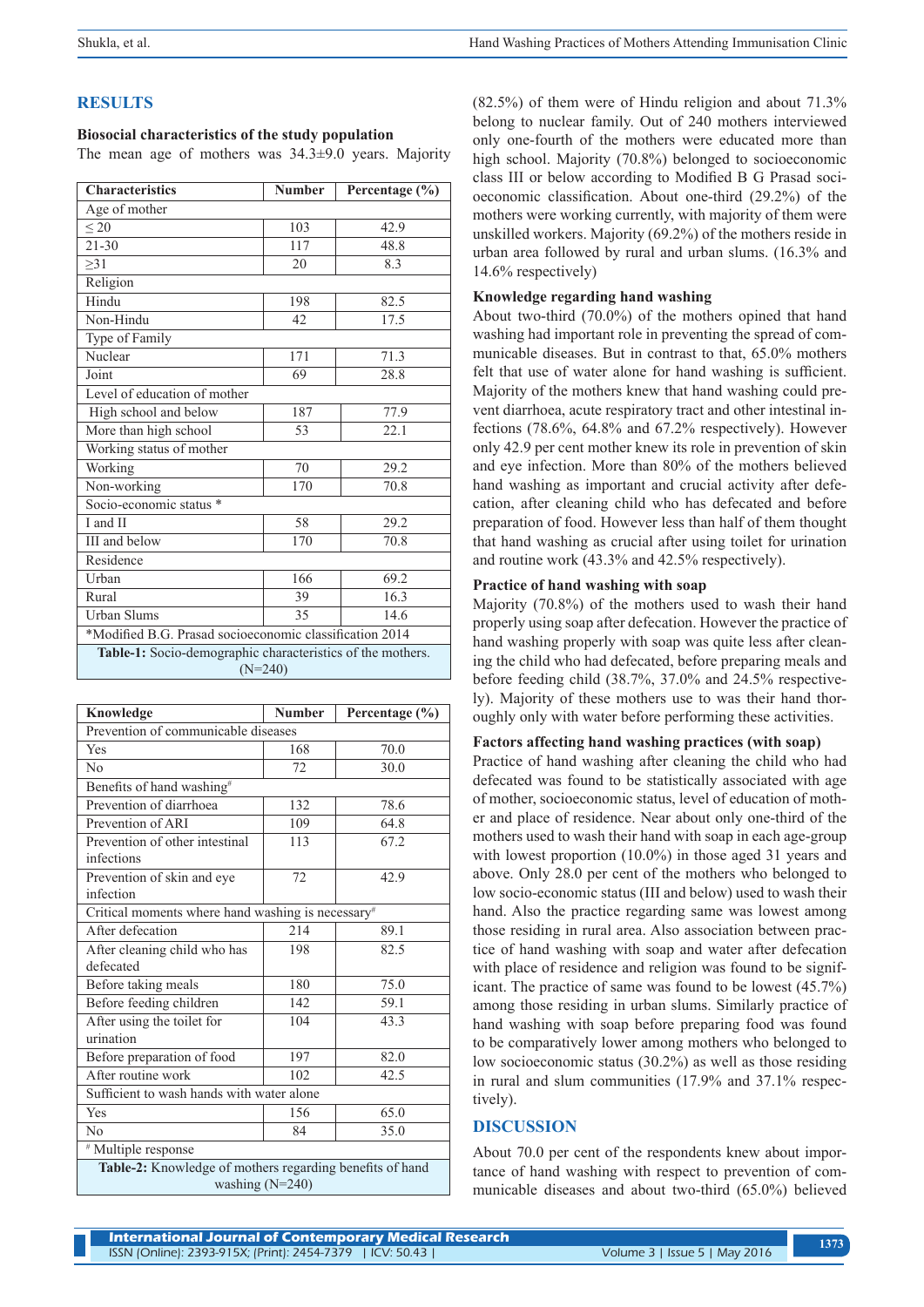## RESULTS

### Biosocial characteristics of the study population

The mean age of mothers was 34.3±9.0 years. Majority (82.5%) of them were of Hindu religion and about 71.3% belong to nuclear family. Out of 240 mothers interviewed only one-fourth of the mothers were educated more than high school. Majority (70.8%) belonged to socioeconomic class III or below according to Modified B G Prasad socioeconomic classification. About one-third (29.2%) of the mothers were working currently, with majority of them were unskilled workers. Majority (69.2%) of the mothers reside in urban area followed by rural and urban slums. (16.3% and 14.6% respectively)

| Characteristics | Number | Percentage (%) |
|---|---|---|
| Age of mother | | |
| ≤ 20 | 103 | 42.9 |
| 21-30 | 117 | 48.8 |
| ≥31 | 20 | 8.3 |
| Religion | | |
| Hindu | 198 | 82.5 |
| Non-Hindu | 42 | 17.5 |
| Type of Family | | |
| Nuclear | 171 | 71.3 |
| Joint | 69 | 28.8 |
| Level of education of mother | | |
| High school and below | 187 | 77.9 |
| More than high school | 53 | 22.1 |
| Working status of mother | | |
| Working | 70 | 29.2 |
| Non-working | 170 | 70.8 |
| Socio-economic status * | | |
| I and II | 58 | 29.2 |
| III and below | 170 | 70.8 |
| Residence | | |
| Urban | 166 | 69.2 |
| Rural | 39 | 16.3 |
| Urban Slums | 35 | 14.6 |

*Modified B.G. Prasad socioeconomic classification 2014

**Table-1:** Socio-demographic characteristics of the mothers. (N=240)

| Knowledge | Number | Percentage (%) |
|---|---|---|
| Prevention of communicable diseases | | |
| Yes | 168 | 70.0 |
| No | 72 | 30.0 |
| Benefits of hand washing# | | |
| Prevention of diarrhoea | 132 | 78.6 |
| Prevention of ARI | 109 | 64.8 |
| Prevention of other intestinal infections | 113 | 67.2 |
| Prevention of skin and eye infection | 72 | 42.9 |
| Critical moments where hand washing is necessary# | | |
| After defecation | 214 | 89.1 |
| After cleaning child who has defecated | 198 | 82.5 |
| Before taking meals | 180 | 75.0 |
| Before feeding children | 142 | 59.1 |
| After using the toilet for urination | 104 | 43.3 |
| Before preparation of food | 197 | 82.0 |
| After routine work | 102 | 42.5 |
| Sufficient to wash hands with water alone | | |
| Yes | 156 | 65.0 |
| No | 84 | 35.0 |

# Multiple response

**Table-2:** Knowledge of mothers regarding benefits of hand washing (N=240)

### Knowledge regarding hand washing

About two-third (70.0%) of the mothers opined that hand washing had important role in preventing the spread of communicable diseases. But in contrast to that, 65.0% mothers felt that use of water alone for hand washing is sufficient. Majority of the mothers knew that hand washing could prevent diarrhoea, acute respiratory tract and other intestinal infections (78.6%, 64.8% and 67.2% respectively). However only 42.9 per cent mother knew its role in prevention of skin and eye infection. More than 80% of the mothers believed hand washing as important and crucial activity after defecation, after cleaning child who has defecated and before preparation of food. However less than half of them thought that hand washing as crucial after using toilet for urination and routine work (43.3% and 42.5% respectively).

### Practice of hand washing with soap

Majority (70.8%) of the mothers used to wash their hand properly using soap after defecation. However the practice of hand washing properly with soap was quite less after cleaning the child who had defecated, before preparing meals and before feeding child (38.7%, 37.0% and 24.5% respectively). Majority of these mothers use to was their hand thoroughly only with water before performing these activities.

### Factors affecting hand washing practices (with soap)

Practice of hand washing after cleaning the child who had defecated was found to be statistically associated with age of mother, socioeconomic status, level of education of mother and place of residence. Near about only one-third of the mothers used to wash their hand with soap in each age-group with lowest proportion (10.0%) in those aged 31 years and above. Only 28.0 per cent of the mothers who belonged to low socio-economic status (III and below) used to wash their hand. Also the practice regarding same was lowest among those residing in rural area. Also association between practice of hand washing with soap and water after defecation with place of residence and religion was found to be significant. The practice of same was found to be lowest (45.7%) among those residing in urban slums. Similarly practice of hand washing with soap before preparing food was found to be comparatively lower among mothers who belonged to low socioeconomic status (30.2%) as well as those residing in rural and slum communities (17.9% and 37.1% respectively).

## DISCUSSION

About 70.0 per cent of the respondents knew about importance of hand washing with respect to prevention of communicable diseases and about two-third (65.0%) believed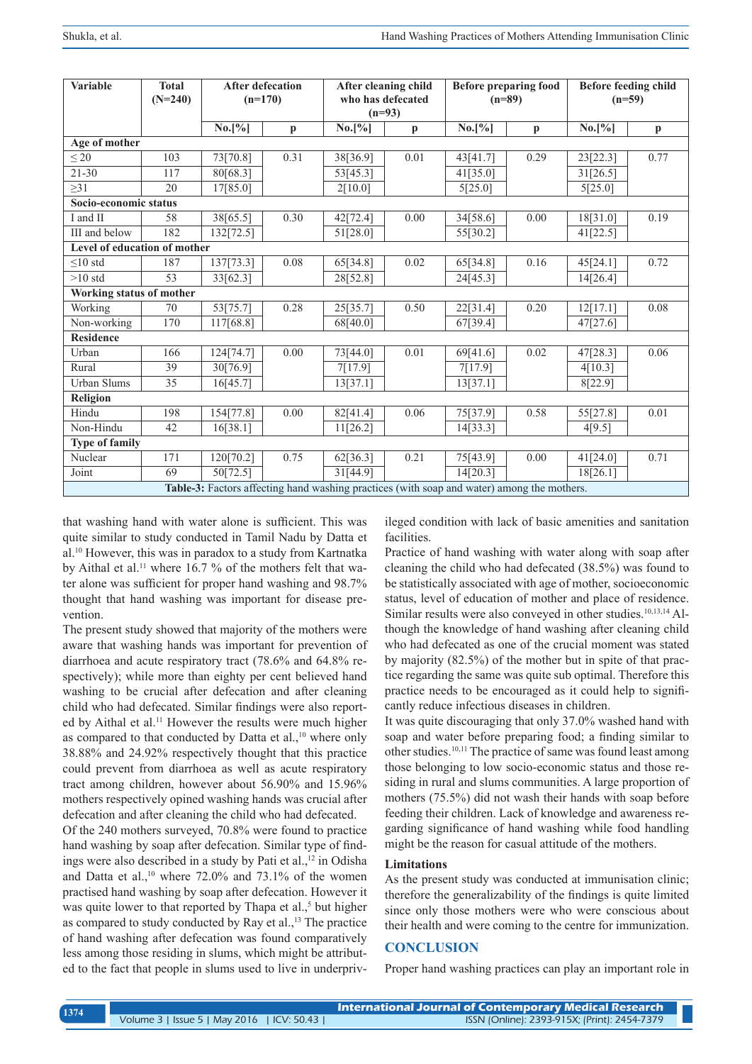| Variable | Total (N=240) | After defecation (n=170) | | After cleaning child who has defecated (n=93) | | Before preparing food (n=89) | | Before feeding child (n=59) | |
|---|---|---|---|---|---|---|---|---|---|
| | | No.[%] | p | No.[%] | p | No.[%] | p | No.[%] | p |
| **Age of mother** | | | | | | | | | |
| ≤ 20 | 103 | 73[70.8] | 0.31 | 38[36.9] | 0.01 | 43[41.7] | 0.29 | 23[22.3] | 0.77 |
| 21-30 | 117 | 80[68.3] | | 53[45.3] | | 41[35.0] | | 31[26.5] | |
| ≥31 | 20 | 17[85.0] | | 2[10.0] | | 5[25.0] | | 5[25.0] | |
| **Socio-economic status** | | | | | | | | | |
| I and II | 58 | 38[65.5] | 0.30 | 42[72.4] | 0.00 | 34[58.6] | 0.00 | 18[31.0] | 0.19 |
| III and below | 182 | 132[72.5] | | 51[28.0] | | 55[30.2] | | 41[22.5] | |
| **Level of education of mother** | | | | | | | | | |
| ≤10 std | 187 | 137[73.3] | 0.08 | 65[34.8] | 0.02 | 65[34.8] | 0.16 | 45[24.1] | 0.72 |
| >10 std | 53 | 33[62.3] | | 28[52.8] | | 24[45.3] | | 14[26.4] | |
| **Working status of mother** | | | | | | | | | |
| Working | 70 | 53[75.7] | 0.28 | 25[35.7] | 0.50 | 22[31.4] | 0.20 | 12[17.1] | 0.08 |
| Non-working | 170 | 117[68.8] | | 68[40.0] | | 67[39.4] | | 47[27.6] | |
| **Residence** | | | | | | | | | |
| Urban | 166 | 124[74.7] | 0.00 | 73[44.0] | 0.01 | 69[41.6] | 0.02 | 47[28.3] | 0.06 |
| Rural | 39 | 30[76.9] | | 7[17.9] | | 7[17.9] | | 4[10.3] | |
| Urban Slums | 35 | 16[45.7] | | 13[37.1] | | 13[37.1] | | 8[22.9] | |
| **Religion** | | | | | | | | | |
| Hindu | 198 | 154[77.8] | 0.00 | 82[41.4] | 0.06 | 75[37.9] | 0.58 | 55[27.8] | 0.01 |
| Non-Hindu | 42 | 16[38.1] | | 11[26.2] | | 14[33.3] | | 4[9.5] | |
| **Type of family** | | | | | | | | | |
| Nuclear | 171 | 120[70.2] | 0.75 | 62[36.3] | 0.21 | 75[43.9] | 0.00 | 41[24.0] | 0.71 |
| Joint | 69 | 50[72.5] | | 31[44.9] | | 14[20.3] | | 18[26.1] | |

**Table-3:** Factors affecting hand washing practices (with soap and water) among the mothers.

that washing hand with water alone is sufficient. This was quite similar to study conducted in Tamil Nadu by Datta et al.[10] However, this was in paradox to a study from Kartnatka by Aithal et al.[11] where 16.7 % of the mothers felt that water alone was sufficient for proper hand washing and 98.7% thought that hand washing was important for disease prevention.

The present study showed that majority of the mothers were aware that washing hands was important for prevention of diarrhoea and acute respiratory tract (78.6% and 64.8% respectively); while more than eighty per cent believed hand washing to be crucial after defecation and after cleaning child who had defecated. Similar findings were also reported by Aithal et al.[11] However the results were much higher as compared to that conducted by Datta et al.,[10] where only 38.88% and 24.92% respectively thought that this practice could prevent from diarrhoea as well as acute respiratory tract among children, however about 56.90% and 15.96% mothers respectively opined washing hands was crucial after defecation and after cleaning the child who had defecated.

Of the 240 mothers surveyed, 70.8% were found to practice hand washing by soap after defecation. Similar type of findings were also described in a study by Pati et al.,[12] in Odisha and Datta et al.,[10] where 72.0% and 73.1% of the women practised hand washing by soap after defecation. However it was quite lower to that reported by Thapa et al.,[5] but higher as compared to study conducted by Ray et al.,[13] The practice of hand washing after defecation was found comparatively less among those residing in slums, which might be attributed to the fact that people in slums used to live in underprivileged condition with lack of basic amenities and sanitation facilities.

Practice of hand washing with water along with soap after cleaning the child who had defecated (38.5%) was found to be statistically associated with age of mother, socioeconomic status, level of education of mother and place of residence. Similar results were also conveyed in other studies.[10,13,14] Although the knowledge of hand washing after cleaning child who had defecated as one of the crucial moment was stated by majority (82.5%) of the mother but in spite of that practice regarding the same was quite sub optimal. Therefore this practice needs to be encouraged as it could help to significantly reduce infectious diseases in children.

It was quite discouraging that only 37.0% washed hand with soap and water before preparing food; a finding similar to other studies.[10,11] The practice of same was found least among those belonging to low socio-economic status and those residing in rural and slums communities. A large proportion of mothers (75.5%) did not wash their hands with soap before feeding their children. Lack of knowledge and awareness regarding significance of hand washing while food handling might be the reason for casual attitude of the mothers.

### Limitations

As the present study was conducted at immunisation clinic; therefore the generalizability of the findings is quite limited since only those mothers were who were conscious about their health and were coming to the centre for immunization.

## CONCLUSION

Proper hand washing practices can play an important role in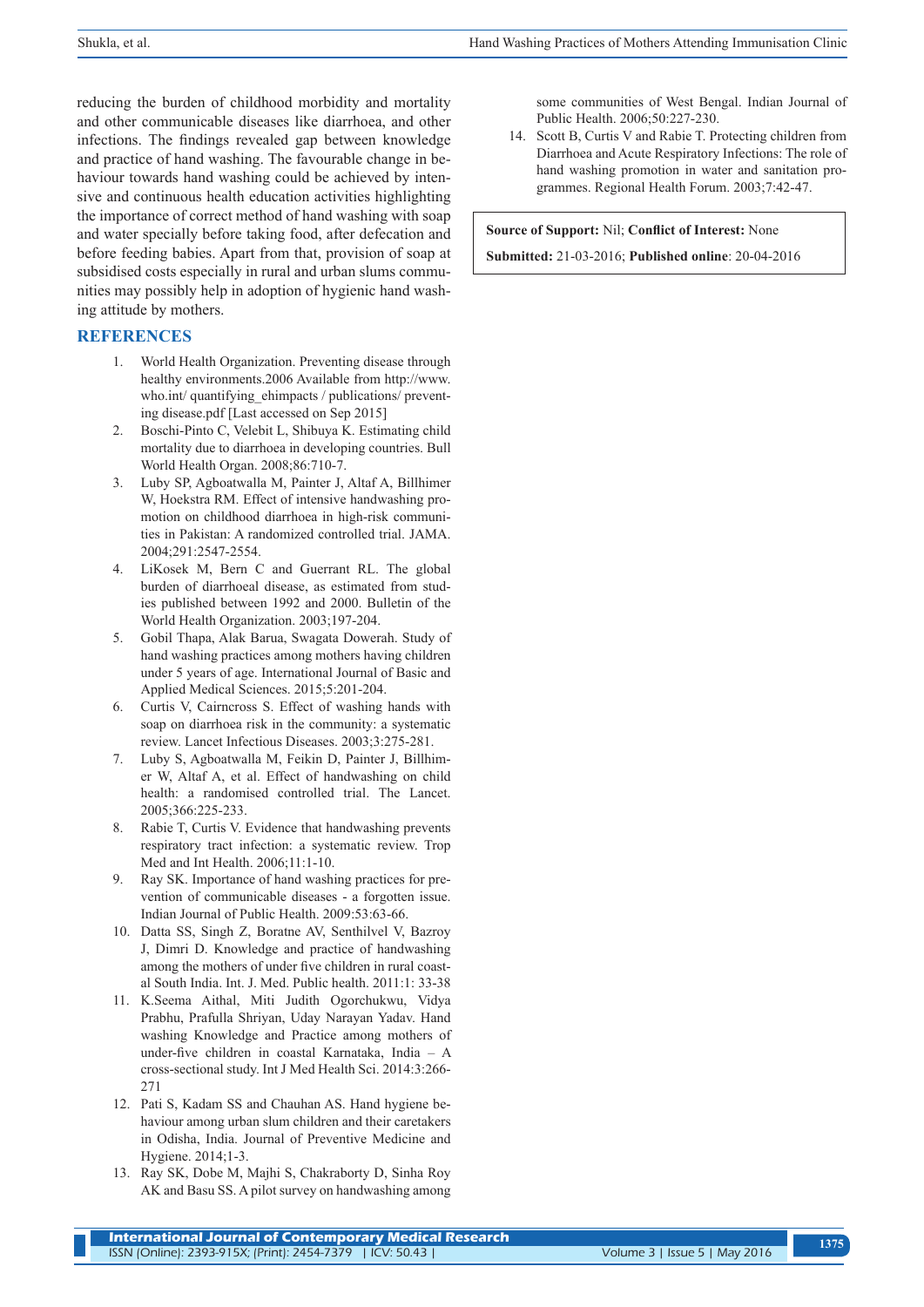reducing the burden of childhood morbidity and mortality and other communicable diseases like diarrhoea, and other infections. The findings revealed gap between knowledge and practice of hand washing. The favourable change in behaviour towards hand washing could be achieved by intensive and continuous health education activities highlighting the importance of correct method of hand washing with soap and water specially before taking food, after defecation and before feeding babies. Apart from that, provision of soap at subsidised costs especially in rural and urban slums communities may possibly help in adoption of hygienic hand washing attitude by mothers.

## REFERENCES

1. World Health Organization. Preventing disease through healthy environments.2006 Available from http://www.who.int/ quantifying_ehimpacts / publications/ preventing disease.pdf [Last accessed on Sep 2015]
2. Boschi-Pinto C, Velebit L, Shibuya K. Estimating child mortality due to diarrhoea in developing countries. Bull World Health Organ. 2008;86:710-7.
3. Luby SP, Agboatwalla M, Painter J, Altaf A, Billhimer W, Hoekstra RM. Effect of intensive handwashing promotion on childhood diarrhoea in high-risk communities in Pakistan: A randomized controlled trial. JAMA. 2004;291:2547-2554.
4. LiKosek M, Bern C and Guerrant RL. The global burden of diarrhoeal disease, as estimated from studies published between 1992 and 2000. Bulletin of the World Health Organization. 2003;197-204.
5. Gobil Thapa, Alak Barua, Swagata Dowerah. Study of hand washing practices among mothers having children under 5 years of age. International Journal of Basic and Applied Medical Sciences. 2015;5:201-204.
6. Curtis V, Cairncross S. Effect of washing hands with soap on diarrhoea risk in the community: a systematic review. Lancet Infectious Diseases. 2003;3:275-281.
7. Luby S, Agboatwalla M, Feikin D, Painter J, Billhimer W, Altaf A, et al. Effect of handwashing on child health: a randomised controlled trial. The Lancet. 2005;366:225-233.
8. Rabie T, Curtis V. Evidence that handwashing prevents respiratory tract infection: a systematic review. Trop Med and Int Health. 2006;11:1-10.
9. Ray SK. Importance of hand washing practices for prevention of communicable diseases - a forgotten issue. Indian Journal of Public Health. 2009:53:63-66.
10. Datta SS, Singh Z, Boratne AV, Senthilvel V, Bazroy J, Dimri D. Knowledge and practice of handwashing among the mothers of under five children in rural coastal South India. Int. J. Med. Public health. 2011:1: 33-38
11. K.Seema Aithal, Miti Judith Ogorchukwu, Vidya Prabhu, Prafulla Shriyan, Uday Narayan Yadav. Hand washing Knowledge and Practice among mothers of under-five children in coastal Karnataka, India – A cross-sectional study. Int J Med Health Sci. 2014:3:266-271
12. Pati S, Kadam SS and Chauhan AS. Hand hygiene behaviour among urban slum children and their caretakers in Odisha, India. Journal of Preventive Medicine and Hygiene. 2014;1-3.
13. Ray SK, Dobe M, Majhi S, Chakraborty D, Sinha Roy AK and Basu SS. A pilot survey on handwashing among some communities of West Bengal. Indian Journal of Public Health. 2006;50:227-230.
14. Scott B, Curtis V and Rabie T. Protecting children from Diarrhoea and Acute Respiratory Infections: The role of hand washing promotion in water and sanitation programmes. Regional Health Forum. 2003;7:42-47.

**Source of Support:** Nil; **Conflict of Interest:** None

**Submitted:** 21-03-2016; **Published online**: 20-04-2016